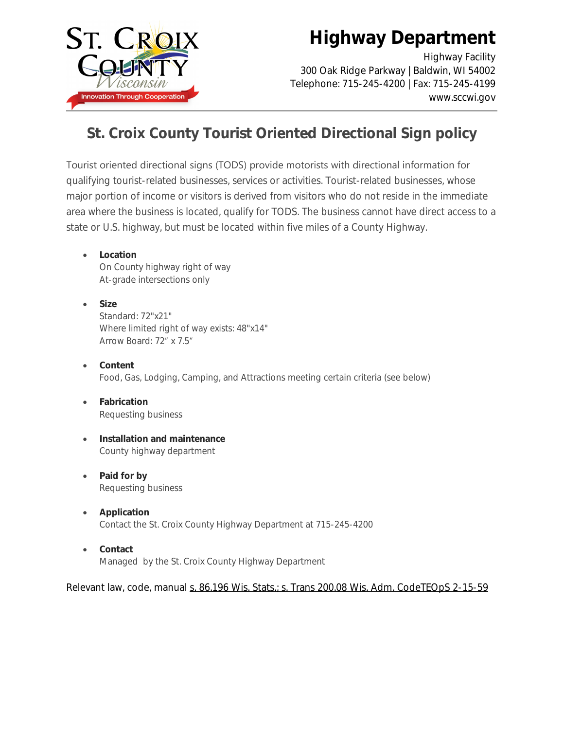# Highway Department

Highway Facility
300 Oak Ridge Parkway | Baldwin, WI 54002
Telephone: 715-245-4200 | Fax: 715-245-4199
www.sccwi.gov

## St. Croix County Tourist Oriented Directional Sign policy

Tourist oriented directional signs (TODS) provide motorists with directional information for qualifying tourist-related businesses, services or activities. Tourist-related businesses, whose major portion of income or visitors is derived from visitors who do not reside in the immediate area where the business is located, qualify for TODS. The business cannot have direct access to a state or U.S. highway, but must be located within five miles of a County Highway.

- **Location**
  On County highway right of way
  At-grade intersections only

- **Size**
  Standard: 72"x21"
  Where limited right of way exists: 48"x14"
  Arrow Board: 72″ x 7.5″

- **Content**
  Food, Gas, Lodging, Camping, and Attractions meeting certain criteria (see below)

- **Fabrication**
  Requesting business

- **Installation and maintenance**
  County highway department

- **Paid for by**
  Requesting business

- **Application**
  Contact the St. Croix County Highway Department at 715-245-4200

- **Contact**
  Managed by the St. Croix County Highway Department

Relevant law, code, manual s. 86.196 Wis. Stats.; s. Trans 200.08 Wis. Adm. CodeTEOpS 2-15-59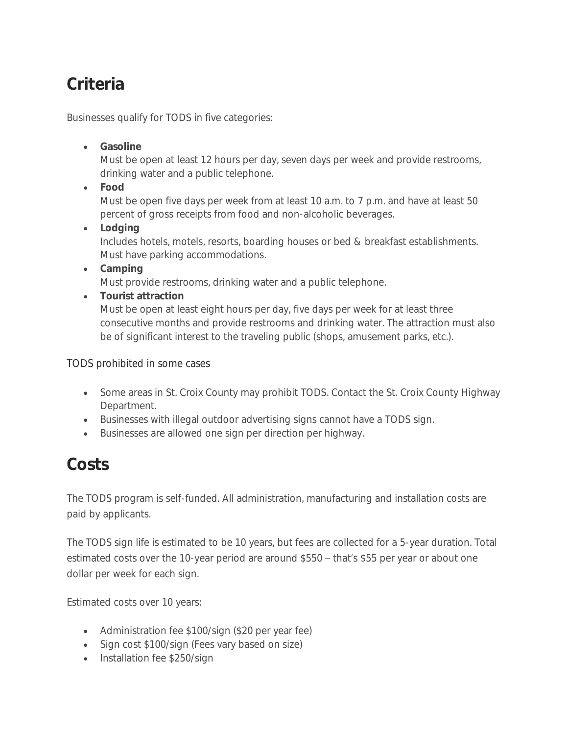# Criteria

Businesses qualify for TODS in five categories:

- **Gasoline**
  Must be open at least 12 hours per day, seven days per week and provide restrooms, drinking water and a public telephone.
- **Food**
  Must be open five days per week from at least 10 a.m. to 7 p.m. and have at least 50 percent of gross receipts from food and non-alcoholic beverages.
- **Lodging**
  Includes hotels, motels, resorts, boarding houses or bed & breakfast establishments. Must have parking accommodations.
- **Camping**
  Must provide restrooms, drinking water and a public telephone.
- **Tourist attraction**
  Must be open at least eight hours per day, five days per week for at least three consecutive months and provide restrooms and drinking water. The attraction must also be of significant interest to the traveling public (shops, amusement parks, etc.).

TODS prohibited in some cases

- Some areas in St. Croix County may prohibit TODS. Contact the St. Croix County Highway Department.
- Businesses with illegal outdoor advertising signs cannot have a TODS sign.
- Businesses are allowed one sign per direction per highway.

# Costs

The TODS program is self-funded. All administration, manufacturing and installation costs are paid by applicants.

The TODS sign life is estimated to be 10 years, but fees are collected for a 5-year duration. Total estimated costs over the 10-year period are around $550 – that's $55 per year or about one dollar per week for each sign.

Estimated costs over 10 years:

- Administration fee $100/sign ($20 per year fee)
- Sign cost $100/sign (Fees vary based on size)
- Installation fee $250/sign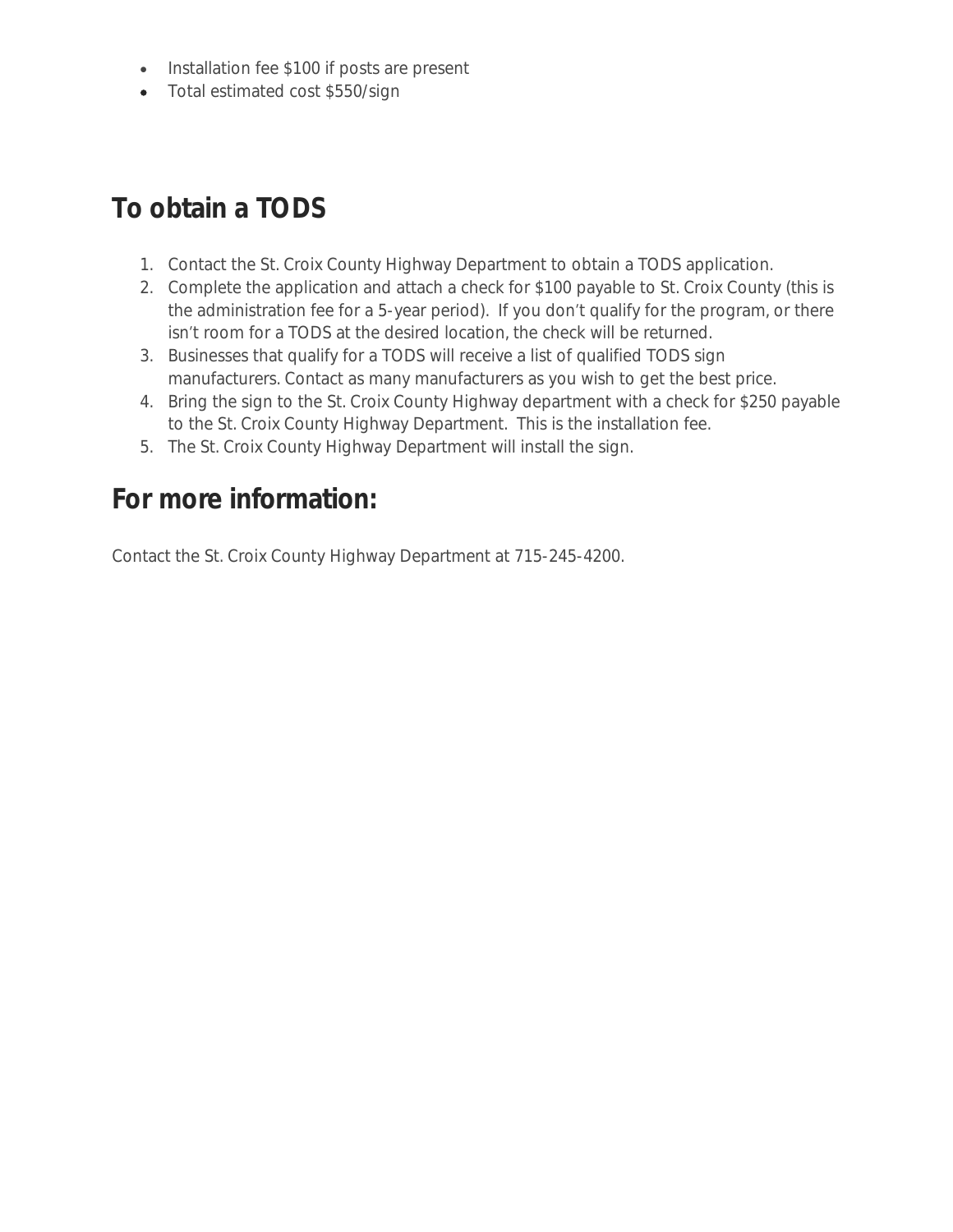- Installation fee $100 if posts are present
- Total estimated cost $550/sign

## To obtain a TODS

1. Contact the St. Croix County Highway Department to obtain a TODS application.
2. Complete the application and attach a check for $100 payable to St. Croix County (this is the administration fee for a 5-year period). If you don't qualify for the program, or there isn't room for a TODS at the desired location, the check will be returned.
3. Businesses that qualify for a TODS will receive a list of qualified TODS sign manufacturers. Contact as many manufacturers as you wish to get the best price.
4. Bring the sign to the St. Croix County Highway department with a check for $250 payable to the St. Croix County Highway Department. This is the installation fee.
5. The St. Croix County Highway Department will install the sign.

## For more information:

Contact the St. Croix County Highway Department at 715-245-4200.